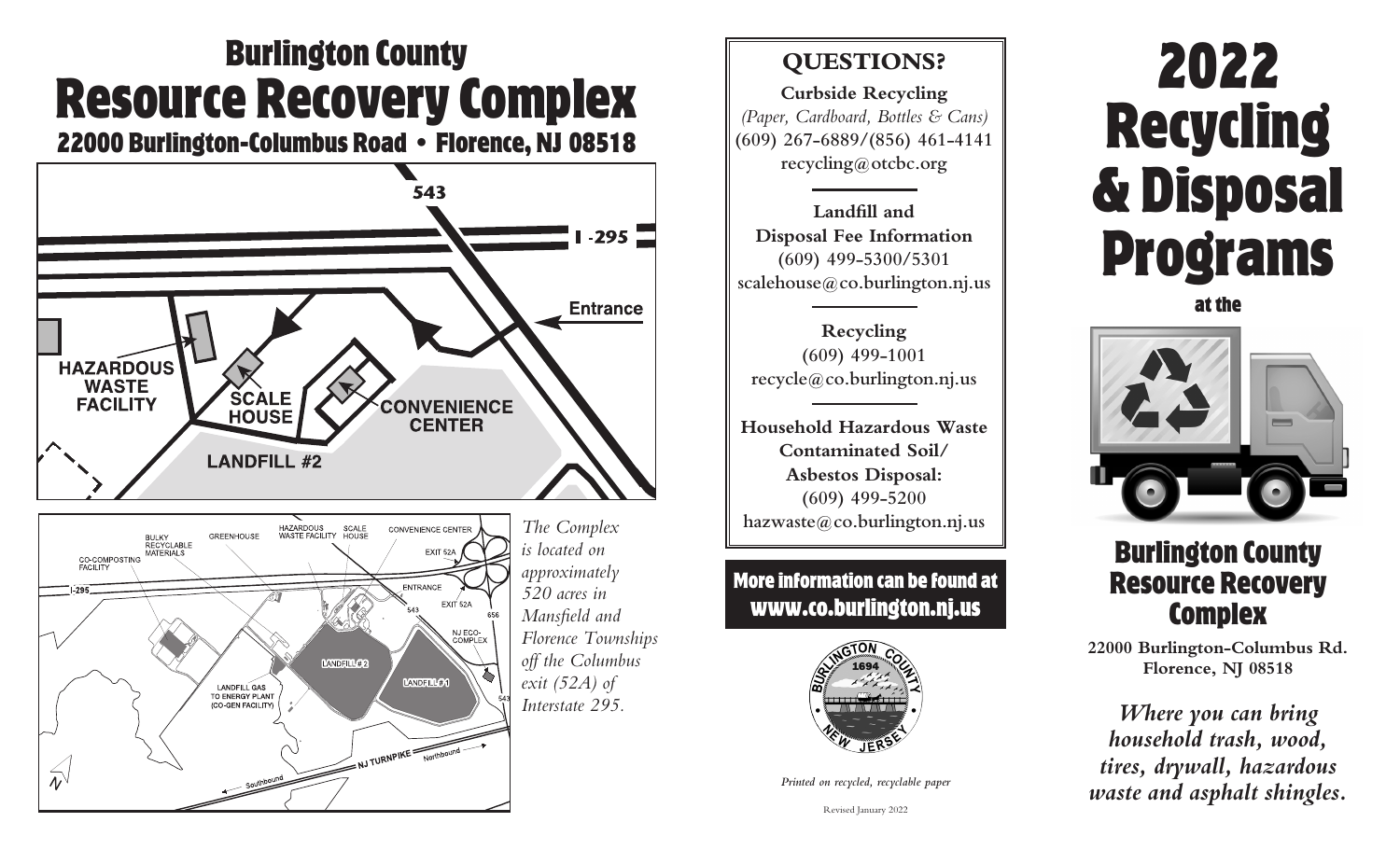# Burlington County Resource Recovery Complex

## 22000 Burlington-Columbus Road • Florence, NJ 08518

543

I-295

Entrance

HAZARDOUS WASTE FACILITY

SCALE HOUSE

CONVENIENCE CENTER

LANDFILL #2

BULKY RECYCLABLE MATERIALS · GREENHOUSE · HAZARDOUS WASTE FACILITY · SCALE HOUSE · CONVENIENCE CENTER · CO-COMPOSTING FACILITY · I-295 · EXIT 52A · ENTRANCE · EXIT 52A · 543 · 656 · NJ ECO-COMPLEX · LANDFILL #2 · LANDFILL #1 · LANDFILL GAS TO ENERGY PLANT (CO-GEN FACILITY) · 543 · NJ TURNPIKE · Southbound · Northbound · N

*The Complex is located on approximately 520 acres in Mansfield and Florence Townships off the Columbus exit (52A) of Interstate 295.*

## QUESTIONS?

**Curbside Recycling**
*(Paper, Cardboard, Bottles & Cans)*
(609) 267-6889/(856) 461-4141
recycling@otcbc.org

**Landfill and Disposal Fee Information**
(609) 499-5300/5301
scalehouse@co.burlington.nj.us

**Recycling**
(609) 499-1001
recycle@co.burlington.nj.us

**Household Hazardous Waste Contaminated Soil/ Asbestos Disposal:**
(609) 499-5200
hazwaste@co.burlington.nj.us

**More information can be found at www.co.burlington.nj.us**

BURLINGTON COUNTY 1694 NEW JERSEY

*Printed on recycled, recyclable paper*

Revised January 2022

# 2022 Recycling & Disposal Programs

at the

## Burlington County Resource Recovery Complex

**22000 Burlington-Columbus Rd.
Florence, NJ 08518**

***Where you can bring household trash, wood, tires, drywall, hazardous waste and asphalt shingles.***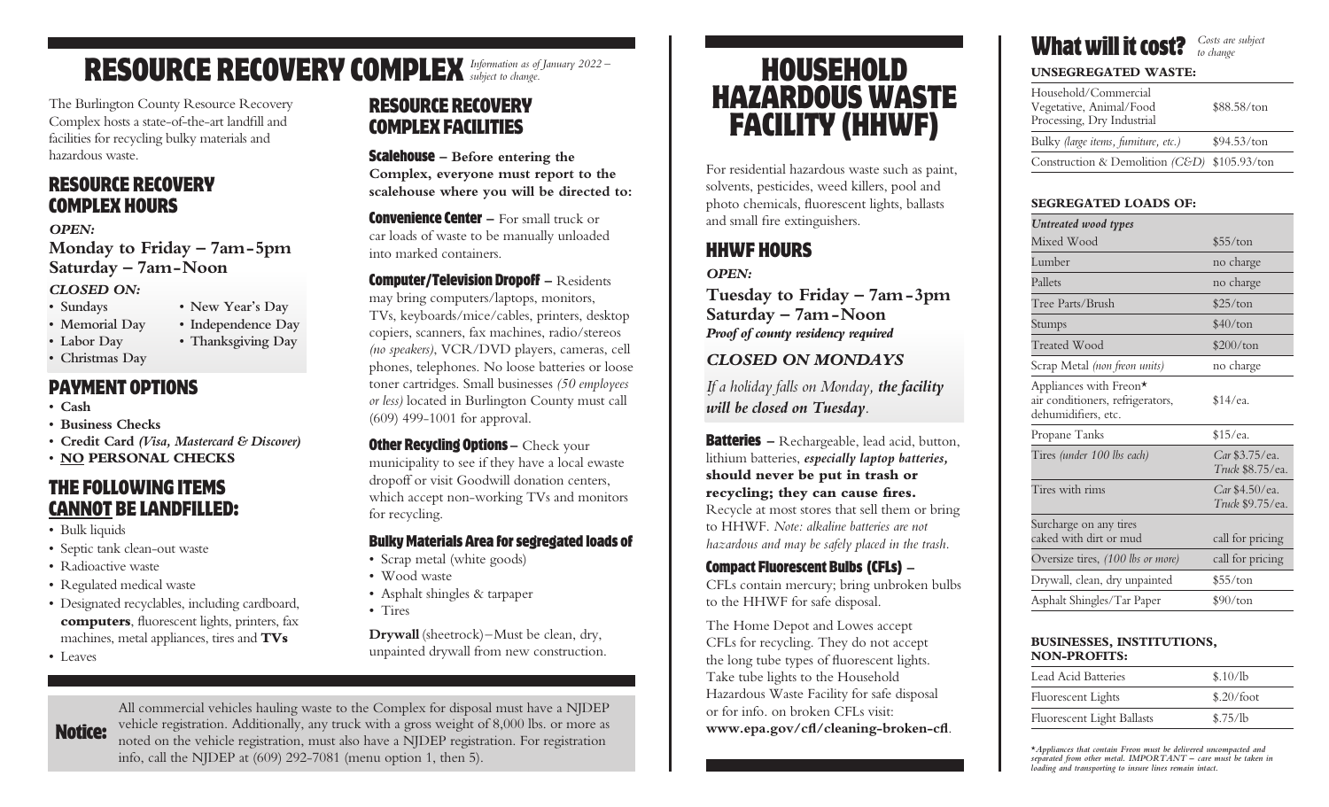# RESOURCE RECOVERY COMPLEX

*Information as of January 2022 – subject to change.*

The Burlington County Resource Recovery Complex hosts a state-of-the-art landfill and facilities for recycling bulky materials and hazardous waste.

## RESOURCE RECOVERY COMPLEX HOURS

***OPEN:***

**Monday to Friday – 7am-5pm**
**Saturday – 7am-Noon**

***CLOSED ON:***

- **Sundays**
- **Memorial Day**
- **Labor Day**
- **Christmas Day**
- **New Year's Day**
- **Independence Day**
- **Thanksgiving Day**

## PAYMENT OPTIONS

- **Cash**
- **Business Checks**
- **Credit Card *(Visa, Mastercard & Discover)***
- **NO PERSONAL CHECKS**

## THE FOLLOWING ITEMS CANNOT BE LANDFILLED:

- Bulk liquids
- Septic tank clean-out waste
- Radioactive waste
- Regulated medical waste
- Designated recyclables, including cardboard, **computers**, fluorescent lights, printers, fax machines, metal appliances, tires and **TVs**
- Leaves

## RESOURCE RECOVERY COMPLEX FACILITIES

**Scalehouse – Before entering the Complex, everyone must report to the scalehouse where you will be directed to:**

**Convenience Center** – For small truck or car loads of waste to be manually unloaded into marked containers.

**Computer/Television Dropoff** – Residents may bring computers/laptops, monitors, TVs, keyboards/mice/cables, printers, desktop copiers, scanners, fax machines, radio/stereos *(no speakers)*, VCR/DVD players, cameras, cell phones, telephones. No loose batteries or loose toner cartridges. Small businesses *(50 employees or less)* located in Burlington County must call (609) 499-1001 for approval.

**Other Recycling Options** – Check your municipality to see if they have a local ewaste dropoff or visit Goodwill donation centers, which accept non-working TVs and monitors for recycling.

### Bulky Materials Area for segregated loads of

- Scrap metal (white goods)
- Wood waste
- Asphalt shingles & tarpaper
- Tires

**Drywall** (sheetrock)–Must be clean, dry, unpainted drywall from new construction.

**Notice:** All commercial vehicles hauling waste to the Complex for disposal must have a NJDEP vehicle registration. Additionally, any truck with a gross weight of 8,000 lbs. or more as noted on the vehicle registration, must also have a NJDEP registration. For registration info, call the NJDEP at (609) 292-7081 (menu option 1, then 5).

# HOUSEHOLD HAZARDOUS WASTE FACILITY (HHWF)

For residential hazardous waste such as paint, solvents, pesticides, weed killers, pool and photo chemicals, fluorescent lights, ballasts and small fire extinguishers.

## HHWF HOURS

***OPEN:***

**Tuesday to Friday – 7am-3pm**
**Saturday – 7am-Noon**
***Proof of county residency required***

***CLOSED ON MONDAYS***

*If a holiday falls on Monday, **the facility will be closed on Tuesday**.*

**Batteries** – Rechargeable, lead acid, button, lithium batteries, ***especially laptop batteries,*** **should never be put in trash or recycling; they can cause fires.** Recycle at most stores that sell them or bring to HHWF. *Note: alkaline batteries are not hazardous and may be safely placed in the trash.*

**Compact Fluorescent Bulbs (CFLs)** – CFLs contain mercury; bring unbroken bulbs to the HHWF for safe disposal.

The Home Depot and Lowes accept CFLs for recycling. They do not accept the long tube types of fluorescent lights. Take tube lights to the Household Hazardous Waste Facility for safe disposal or for info. on broken CFLs visit: **www.epa.gov/cfl/cleaning-broken-cfl**.

# What will it cost?

*Costs are subject to change*

**UNSEGREGATED WASTE:**

| | |
|---|---|
| Household/Commercial Vegetative, Animal/Food Processing, Dry Industrial | $88.58/ton |
| Bulky *(large items, furniture, etc.)* | $94.53/ton |
| Construction & Demolition *(C&D)* | $105.93/ton |

**SEGREGATED LOADS OF:**

| | |
|---|---|
| ***Untreated wood types*** | |
| Mixed Wood | $55/ton |
| Lumber | no charge |
| Pallets | no charge |
| Tree Parts/Brush | $25/ton |
| Stumps | $40/ton |
| Treated Wood | $200/ton |
| Scrap Metal *(non freon units)* | no charge |
| Appliances with Freon* air conditioners, refrigerators, dehumidifiers, etc. | $14/ea. |
| Propane Tanks | $15/ea. |
| Tires *(under 100 lbs each)* | *Car* $3.75/ea. *Truck* $8.75/ea. |
| Tires with rims | *Car* $4.50/ea. *Truck* $9.75/ea. |
| Surcharge on any tires caked with dirt or mud | call for pricing |
| Oversize tires, *(100 lbs or more)* | call for pricing |
| Drywall, clean, dry unpainted | $55/ton |
| Asphalt Shingles/Tar Paper | $90/ton |

**BUSINESSES, INSTITUTIONS, NON-PROFITS:**

| | |
|---|---|
| Lead Acid Batteries | $.10/lb |
| Fluorescent Lights | $.20/foot |
| Fluorescent Light Ballasts | $.75/lb |

**Appliances that contain Freon must be delivered uncompacted and separated from other metal. IMPORTANT – care must be taken in loading and transporting to insure lines remain intact.*